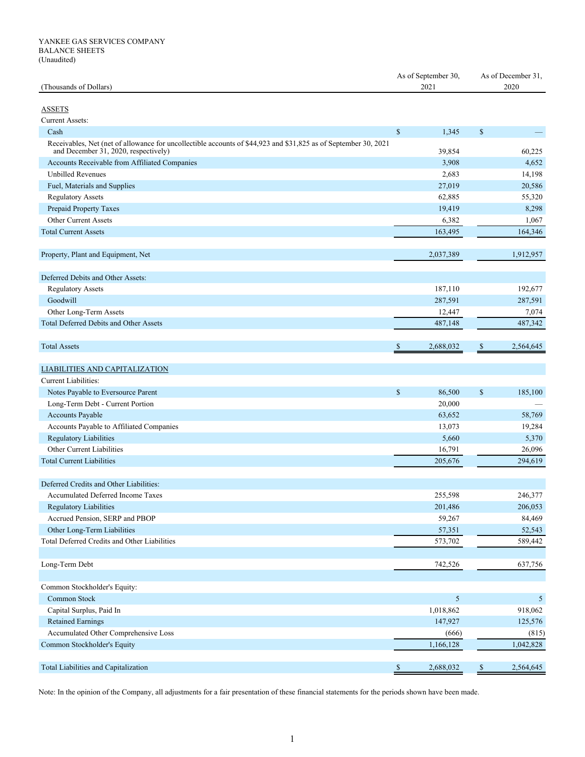YANKEE GAS SERVICES COMPANY
BALANCE SHEETS
(Unaudited)

| (Thousands of Dollars) | As of September 30, 2021 | As of December 31, 2020 |
|---|---|---|
| ASSETS | | |
| Current Assets: | | |
| Cash | $ 1,345 | $ — |
| Receivables, Net (net of allowance for uncollectible accounts of $44,923 and $31,825 as of September 30, 2021 and December 31, 2020, respectively) | 39,854 | 60,225 |
| Accounts Receivable from Affiliated Companies | 3,908 | 4,652 |
| Unbilled Revenues | 2,683 | 14,198 |
| Fuel, Materials and Supplies | 27,019 | 20,586 |
| Regulatory Assets | 62,885 | 55,320 |
| Prepaid Property Taxes | 19,419 | 8,298 |
| Other Current Assets | 6,382 | 1,067 |
| Total Current Assets | 163,495 | 164,346 |
| | | |
| Property, Plant and Equipment, Net | 2,037,389 | 1,912,957 |
| | | |
| Deferred Debits and Other Assets: | | |
| Regulatory Assets | 187,110 | 192,677 |
| Goodwill | 287,591 | 287,591 |
| Other Long-Term Assets | 12,447 | 7,074 |
| Total Deferred Debits and Other Assets | 487,148 | 487,342 |
| | | |
| Total Assets | $ 2,688,032 | $ 2,564,645 |
| | | |
| LIABILITIES AND CAPITALIZATION | | |
| Current Liabilities: | | |
| Notes Payable to Eversource Parent | $ 86,500 | $ 185,100 |
| Long-Term Debt - Current Portion | 20,000 | — |
| Accounts Payable | 63,652 | 58,769 |
| Accounts Payable to Affiliated Companies | 13,073 | 19,284 |
| Regulatory Liabilities | 5,660 | 5,370 |
| Other Current Liabilities | 16,791 | 26,096 |
| Total Current Liabilities | 205,676 | 294,619 |
| | | |
| Deferred Credits and Other Liabilities: | | |
| Accumulated Deferred Income Taxes | 255,598 | 246,377 |
| Regulatory Liabilities | 201,486 | 206,053 |
| Accrued Pension, SERP and PBOP | 59,267 | 84,469 |
| Other Long-Term Liabilities | 57,351 | 52,543 |
| Total Deferred Credits and Other Liabilities | 573,702 | 589,442 |
| | | |
| Long-Term Debt | 742,526 | 637,756 |
| | | |
| Common Stockholder's Equity: | | |
| Common Stock | 5 | 5 |
| Capital Surplus, Paid In | 1,018,862 | 918,062 |
| Retained Earnings | 147,927 | 125,576 |
| Accumulated Other Comprehensive Loss | (666) | (815) |
| Common Stockholder's Equity | 1,166,128 | 1,042,828 |
| | | |
| Total Liabilities and Capitalization | $ 2,688,032 | $ 2,564,645 |

Note: In the opinion of the Company, all adjustments for a fair presentation of these financial statements for the periods shown have been made.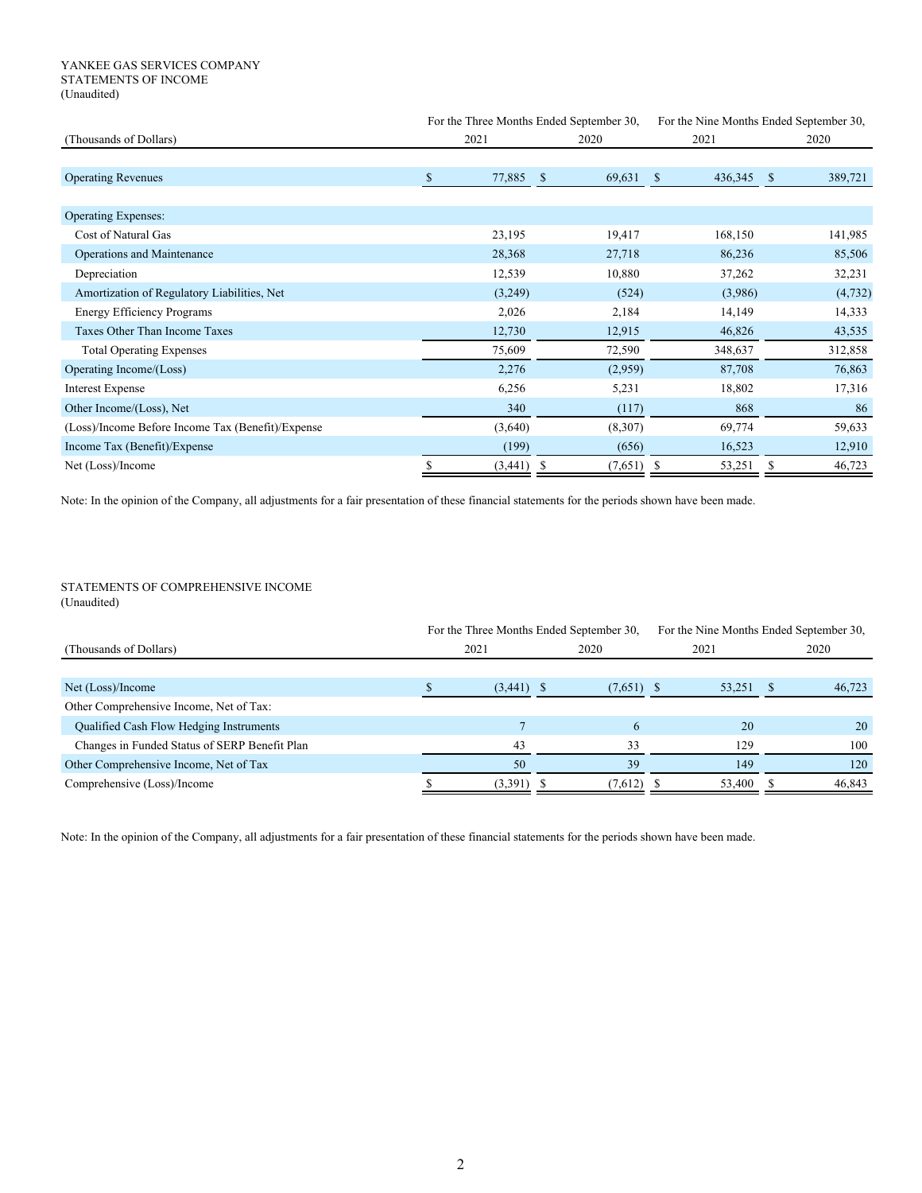YANKEE GAS SERVICES COMPANY
STATEMENTS OF INCOME
(Unaudited)

| (Thousands of Dollars) | For the Three Months Ended September 30, 2021 | For the Three Months Ended September 30, 2020 | For the Nine Months Ended September 30, 2021 | For the Nine Months Ended September 30, 2020 |
|---|---|---|---|---|
| Operating Revenues | $ 77,885 | $ 69,631 | $ 436,345 | $ 389,721 |
| Operating Expenses: | | | | |
| Cost of Natural Gas | 23,195 | 19,417 | 168,150 | 141,985 |
| Operations and Maintenance | 28,368 | 27,718 | 86,236 | 85,506 |
| Depreciation | 12,539 | 10,880 | 37,262 | 32,231 |
| Amortization of Regulatory Liabilities, Net | (3,249) | (524) | (3,986) | (4,732) |
| Energy Efficiency Programs | 2,026 | 2,184 | 14,149 | 14,333 |
| Taxes Other Than Income Taxes | 12,730 | 12,915 | 46,826 | 43,535 |
| Total Operating Expenses | 75,609 | 72,590 | 348,637 | 312,858 |
| Operating Income/(Loss) | 2,276 | (2,959) | 87,708 | 76,863 |
| Interest Expense | 6,256 | 5,231 | 18,802 | 17,316 |
| Other Income/(Loss), Net | 340 | (117) | 868 | 86 |
| (Loss)/Income Before Income Tax (Benefit)/Expense | (3,640) | (8,307) | 69,774 | 59,633 |
| Income Tax (Benefit)/Expense | (199) | (656) | 16,523 | 12,910 |
| Net (Loss)/Income | $ (3,441) | $ (7,651) | $ 53,251 | $ 46,723 |

Note: In the opinion of the Company, all adjustments for a fair presentation of these financial statements for the periods shown have been made.

STATEMENTS OF COMPREHENSIVE INCOME
(Unaudited)

| (Thousands of Dollars) | For the Three Months Ended September 30, 2021 | For the Three Months Ended September 30, 2020 | For the Nine Months Ended September 30, 2021 | For the Nine Months Ended September 30, 2020 |
|---|---|---|---|---|
| Net (Loss)/Income | $ (3,441) | $ (7,651) | $ 53,251 | $ 46,723 |
| Other Comprehensive Income, Net of Tax: | | | | |
| Qualified Cash Flow Hedging Instruments | 7 | 6 | 20 | 20 |
| Changes in Funded Status of SERP Benefit Plan | 43 | 33 | 129 | 100 |
| Other Comprehensive Income, Net of Tax | 50 | 39 | 149 | 120 |
| Comprehensive (Loss)/Income | $ (3,391) | $ (7,612) | $ 53,400 | $ 46,843 |

Note: In the opinion of the Company, all adjustments for a fair presentation of these financial statements for the periods shown have been made.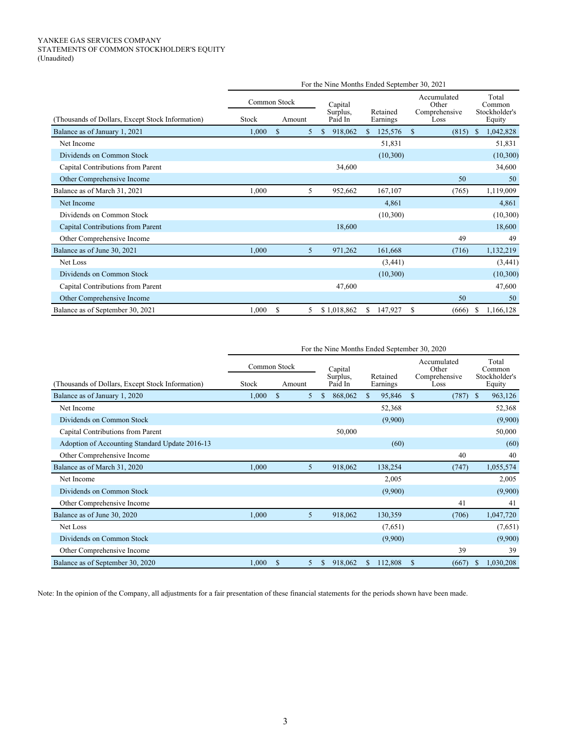YANKEE GAS SERVICES COMPANY
STATEMENTS OF COMMON STOCKHOLDER'S EQUITY
(Unaudited)

| | For the Nine Months Ended September 30, 2021 | | | | | |
|---|---|---|---|---|---|---|
| | Common Stock | | Capital Surplus, Paid In | Retained Earnings | Accumulated Other Comprehensive Loss | Total Common Stockholder's Equity |
| (Thousands of Dollars, Except Stock Information) | Stock | Amount | | | | |
| Balance as of January 1, 2021 | 1,000 | $ 5 | $ 918,062 | $ 125,576 | $ (815) | $ 1,042,828 |
| Net Income | | | | 51,831 | | 51,831 |
| Dividends on Common Stock | | | | (10,300) | | (10,300) |
| Capital Contributions from Parent | | | 34,600 | | | 34,600 |
| Other Comprehensive Income | | | | | 50 | 50 |
| Balance as of March 31, 2021 | 1,000 | 5 | 952,662 | 167,107 | (765) | 1,119,009 |
| Net Income | | | | 4,861 | | 4,861 |
| Dividends on Common Stock | | | | (10,300) | | (10,300) |
| Capital Contributions from Parent | | | 18,600 | | | 18,600 |
| Other Comprehensive Income | | | | | 49 | 49 |
| Balance as of June 30, 2021 | 1,000 | 5 | 971,262 | 161,668 | (716) | 1,132,219 |
| Net Loss | | | | (3,441) | | (3,441) |
| Dividends on Common Stock | | | | (10,300) | | (10,300) |
| Capital Contributions from Parent | | | 47,600 | | | 47,600 |
| Other Comprehensive Income | | | | | 50 | 50 |
| Balance as of September 30, 2021 | 1,000 | $ 5 | $ 1,018,862 | $ 147,927 | $ (666) | $ 1,166,128 |

| | For the Nine Months Ended September 30, 2020 | | | | | |
|---|---|---|---|---|---|---|
| | Common Stock | | Capital Surplus, Paid In | Retained Earnings | Accumulated Other Comprehensive Loss | Total Common Stockholder's Equity |
| (Thousands of Dollars, Except Stock Information) | Stock | Amount | | | | |
| Balance as of January 1, 2020 | 1,000 | $ 5 | $ 868,062 | $ 95,846 | $ (787) | $ 963,126 |
| Net Income | | | | 52,368 | | 52,368 |
| Dividends on Common Stock | | | | (9,900) | | (9,900) |
| Capital Contributions from Parent | | | 50,000 | | | 50,000 |
| Adoption of Accounting Standard Update 2016-13 | | | | (60) | | (60) |
| Other Comprehensive Income | | | | | 40 | 40 |
| Balance as of March 31, 2020 | 1,000 | 5 | 918,062 | 138,254 | (747) | 1,055,574 |
| Net Income | | | | 2,005 | | 2,005 |
| Dividends on Common Stock | | | | (9,900) | | (9,900) |
| Other Comprehensive Income | | | | | 41 | 41 |
| Balance as of June 30, 2020 | 1,000 | 5 | 918,062 | 130,359 | (706) | 1,047,720 |
| Net Loss | | | | (7,651) | | (7,651) |
| Dividends on Common Stock | | | | (9,900) | | (9,900) |
| Other Comprehensive Income | | | | | 39 | 39 |
| Balance as of September 30, 2020 | 1,000 | $ 5 | $ 918,062 | $ 112,808 | $ (667) | $ 1,030,208 |

Note: In the opinion of the Company, all adjustments for a fair presentation of these financial statements for the periods shown have been made.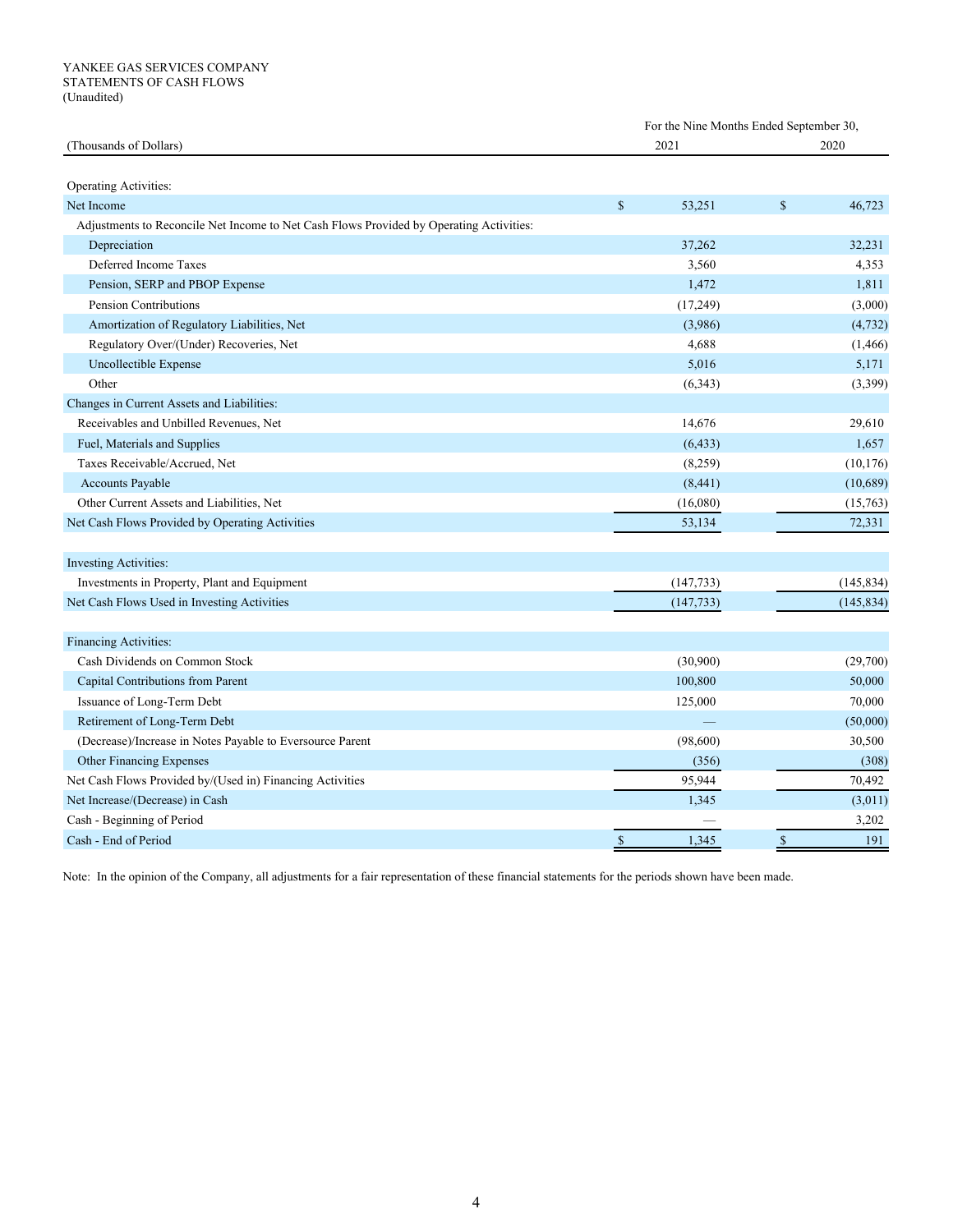YANKEE GAS SERVICES COMPANY
STATEMENTS OF CASH FLOWS
(Unaudited)

| (Thousands of Dollars) | For the Nine Months Ended September 30, 2021 | 2020 |
|---|---|---|
| Operating Activities: | | |
| Net Income | $ 53,251 | $ 46,723 |
| Adjustments to Reconcile Net Income to Net Cash Flows Provided by Operating Activities: | | |
| Depreciation | 37,262 | 32,231 |
| Deferred Income Taxes | 3,560 | 4,353 |
| Pension, SERP and PBOP Expense | 1,472 | 1,811 |
| Pension Contributions | (17,249) | (3,000) |
| Amortization of Regulatory Liabilities, Net | (3,986) | (4,732) |
| Regulatory Over/(Under) Recoveries, Net | 4,688 | (1,466) |
| Uncollectible Expense | 5,016 | 5,171 |
| Other | (6,343) | (3,399) |
| Changes in Current Assets and Liabilities: | | |
| Receivables and Unbilled Revenues, Net | 14,676 | 29,610 |
| Fuel, Materials and Supplies | (6,433) | 1,657 |
| Taxes Receivable/Accrued, Net | (8,259) | (10,176) |
| Accounts Payable | (8,441) | (10,689) |
| Other Current Assets and Liabilities, Net | (16,080) | (15,763) |
| Net Cash Flows Provided by Operating Activities | 53,134 | 72,331 |
| Investing Activities: | | |
| Investments in Property, Plant and Equipment | (147,733) | (145,834) |
| Net Cash Flows Used in Investing Activities | (147,733) | (145,834) |
| Financing Activities: | | |
| Cash Dividends on Common Stock | (30,900) | (29,700) |
| Capital Contributions from Parent | 100,800 | 50,000 |
| Issuance of Long-Term Debt | 125,000 | 70,000 |
| Retirement of Long-Term Debt | — | (50,000) |
| (Decrease)/Increase in Notes Payable to Eversource Parent | (98,600) | 30,500 |
| Other Financing Expenses | (356) | (308) |
| Net Cash Flows Provided by/(Used in) Financing Activities | 95,944 | 70,492 |
| Net Increase/(Decrease) in Cash | 1,345 | (3,011) |
| Cash - Beginning of Period | — | 3,202 |
| Cash - End of Period | $ 1,345 | $ 191 |

Note: In the opinion of the Company, all adjustments for a fair representation of these financial statements for the periods shown have been made.